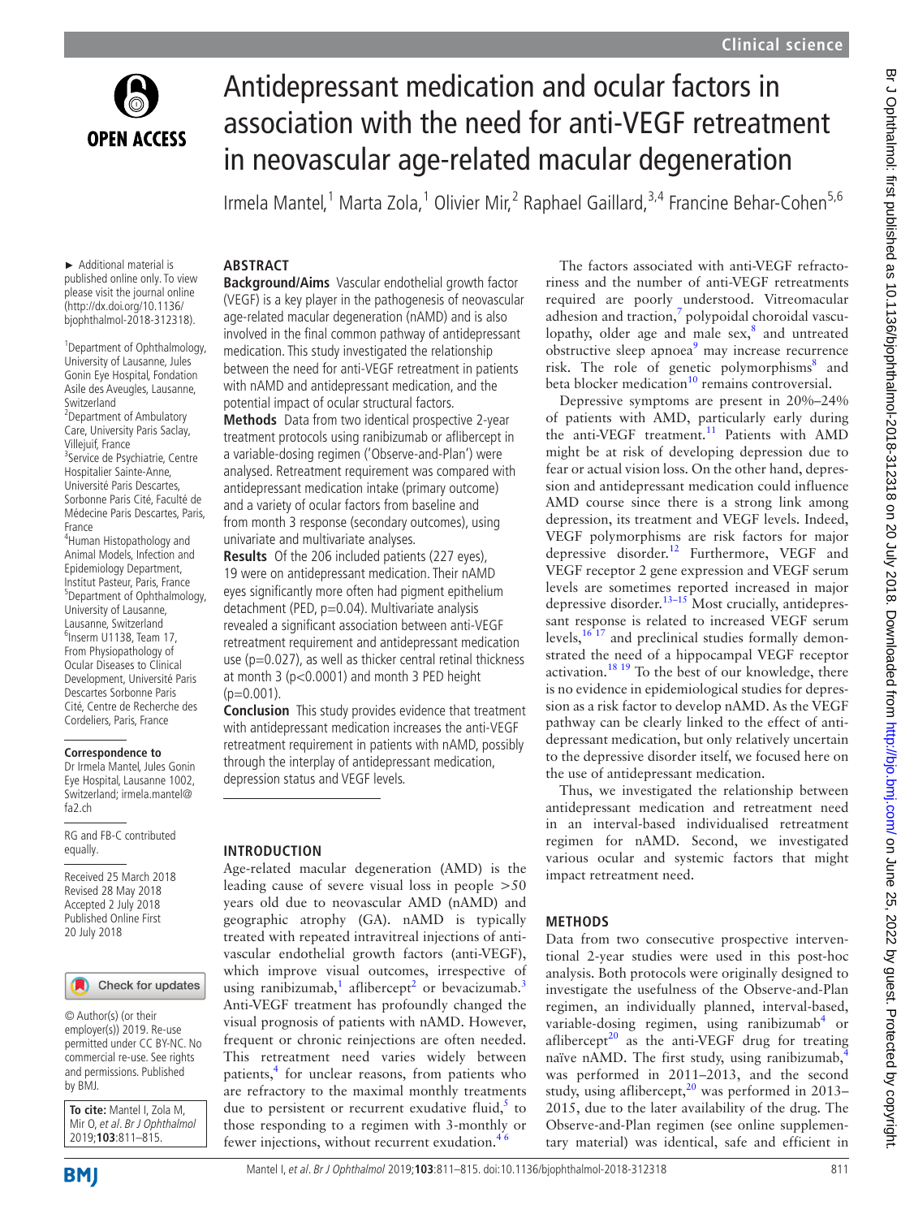# Antidepressant medication and ocular factors in association with the need for anti-VEGF retreatment in neovascular age-related macular degeneration

Irmela Mantel,[1] Marta Zola,[1] Olivier Mir,[2] Raphael Gaillard,[3,4] Francine Behar-Cohen[5,6]

► Additional material is published online only. To view please visit the journal online (http://dx.doi.org/10.1136/bjophthalmol-2018-312318).

[1]Department of Ophthalmology, University of Lausanne, Jules Gonin Eye Hospital, Fondation Asile des Aveugles, Lausanne, Switzerland
[2]Department of Ambulatory Care, University Paris Saclay, Villejuif, France
[3]Service de Psychiatrie, Centre Hospitalier Sainte-Anne, Université Paris Descartes, Sorbonne Paris Cité, Faculté de Médecine Paris Descartes, Paris, France
[4]Human Histopathology and Animal Models, Infection and Epidemiology Department, Institut Pasteur, Paris, France
[5]Department of Ophthalmology, University of Lausanne, Lausanne, Switzerland
[6]Inserm U1138, Team 17, From Physiopathology of Ocular Diseases to Clinical Development, Université Paris Descartes Sorbonne Paris Cité, Centre de Recherche des Cordeliers, Paris, France

**Correspondence to**
Dr Irmela Mantel, Jules Gonin Eye Hospital, Lausanne 1002, Switzerland; irmela.mantel@fa2.ch

RG and FB-C contributed equally.

Received 25 March 2018
Revised 28 May 2018
Accepted 2 July 2018
Published Online First 20 July 2018

© Author(s) (or their employer(s)) 2019. Re-use permitted under CC BY-NC. No commercial re-use. See rights and permissions. Published by BMJ.

**To cite:** Mantel I, Zola M, Mir O, *et al*. *Br J Ophthalmol* 2019;**103**:811–815.

## ABSTRACT

**Background/Aims** Vascular endothelial growth factor (VEGF) is a key player in the pathogenesis of neovascular age-related macular degeneration (nAMD) and is also involved in the final common pathway of antidepressant medication. This study investigated the relationship between the need for anti-VEGF retreatment in patients with nAMD and antidepressant medication, and the potential impact of ocular structural factors.

**Methods** Data from two identical prospective 2-year treatment protocols using ranibizumab or aflibercept in a variable-dosing regimen ('Observe-and-Plan') were analysed. Retreatment requirement was compared with antidepressant medication intake (primary outcome) and a variety of ocular factors from baseline and from month 3 response (secondary outcomes), using univariate and multivariate analyses.

**Results** Of the 206 included patients (227 eyes), 19 were on antidepressant medication. Their nAMD eyes significantly more often had pigment epithelium detachment (PED, p=0.04). Multivariate analysis revealed a significant association between anti-VEGF retreatment requirement and antidepressant medication use (p=0.027), as well as thicker central retinal thickness at month 3 (p<0.0001) and month 3 PED height (p=0.001).

**Conclusion** This study provides evidence that treatment with antidepressant medication increases the anti-VEGF retreatment requirement in patients with nAMD, possibly through the interplay of antidepressant medication, depression status and VEGF levels.

## INTRODUCTION

Age-related macular degeneration (AMD) is the leading cause of severe visual loss in people >50 years old due to neovascular AMD (nAMD) and geographic atrophy (GA). nAMD is typically treated with repeated intravitreal injections of anti-vascular endothelial growth factors (anti-VEGF), which improve visual outcomes, irrespective of using ranibizumab,[1] aflibercept[2] or bevacizumab.[3] Anti-VEGF treatment has profoundly changed the visual prognosis of patients with nAMD. However, frequent or chronic reinjections are often needed. This retreatment need varies widely between patients,[4] for unclear reasons, from patients who are refractory to the maximal monthly treatments due to persistent or recurrent exudative fluid,[5] to those responding to a regimen with 3-monthly or fewer injections, without recurrent exudation.[4,6]

The factors associated with anti-VEGF refractoriness and the number of anti-VEGF retreatments required are poorly understood. Vitreomacular adhesion and traction,[7] polypoidal choroidal vasculopathy, older age and male sex,[8] and untreated obstructive sleep apnoea[9] may increase recurrence risk. The role of genetic polymorphisms[8] and beta blocker medication[10] remains controversial.

Depressive symptoms are present in 20%–24% of patients with AMD, particularly early during the anti-VEGF treatment.[11] Patients with AMD might be at risk of developing depression due to fear or actual vision loss. On the other hand, depression and antidepressant medication could influence AMD course since there is a strong link among depression, its treatment and VEGF levels. Indeed, VEGF polymorphisms are risk factors for major depressive disorder.[12] Furthermore, VEGF and VEGF receptor 2 gene expression and VEGF serum levels are sometimes reported increased in major depressive disorder.[13–15] Most crucially, antidepressant response is related to increased VEGF serum levels,[16,17] and preclinical studies formally demonstrated the need of a hippocampal VEGF receptor activation.[18,19] To the best of our knowledge, there is no evidence in epidemiological studies for depression as a risk factor to develop nAMD. As the VEGF pathway can be clearly linked to the effect of antidepressant medication, but only relatively uncertain to the depressive disorder itself, we focused here on the use of antidepressant medication.

Thus, we investigated the relationship between antidepressant medication and retreatment need in an interval-based individualised retreatment regimen for nAMD. Second, we investigated various ocular and systemic factors that might impact retreatment need.

## METHODS

Data from two consecutive prospective interventional 2-year studies were used in this post-hoc analysis. Both protocols were originally designed to investigate the usefulness of the Observe-and-Plan regimen, an individually planned, interval-based, variable-dosing regimen, using ranibizumab[4] or aflibercept[20] as the anti-VEGF drug for treating naïve nAMD. The first study, using ranibizumab,[4] was performed in 2011–2013, and the second study, using aflibercept,[20] was performed in 2013–2015, due to the later availability of the drug. The Observe-and-Plan regimen (see online supplementary material) was identical, safe and efficient in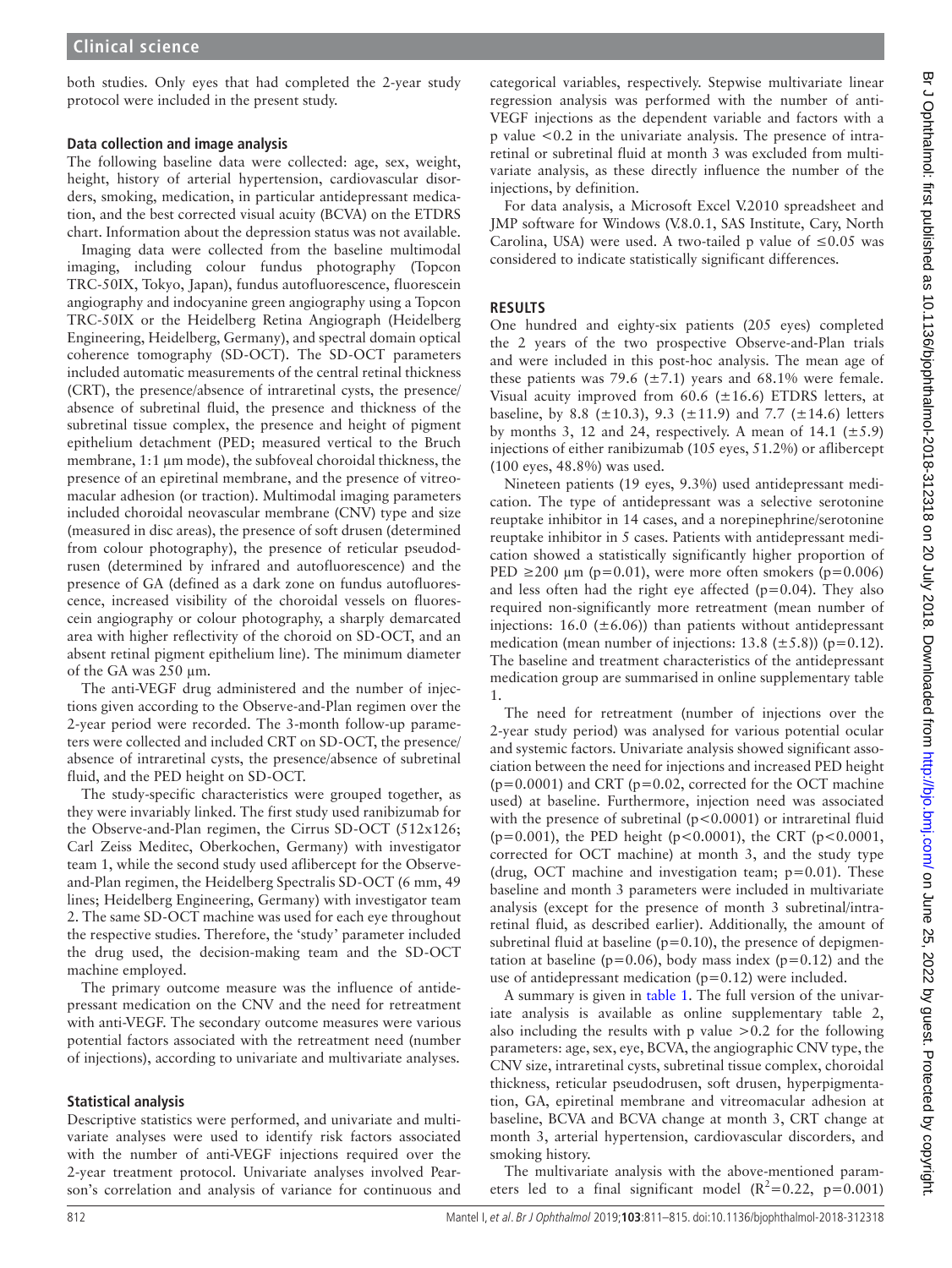both studies. Only eyes that had completed the 2-year study protocol were included in the present study.

### Data collection and image analysis

The following baseline data were collected: age, sex, weight, height, history of arterial hypertension, cardiovascular disorders, smoking, medication, in particular antidepressant medication, and the best corrected visual acuity (BCVA) on the ETDRS chart. Information about the depression status was not available.

Imaging data were collected from the baseline multimodal imaging, including colour fundus photography (Topcon TRC-50IX, Tokyo, Japan), fundus autofluorescence, fluorescein angiography and indocyanine green angiography using a Topcon TRC-50IX or the Heidelberg Retina Angiograph (Heidelberg Engineering, Heidelberg, Germany), and spectral domain optical coherence tomography (SD-OCT). The SD-OCT parameters included automatic measurements of the central retinal thickness (CRT), the presence/absence of intraretinal cysts, the presence/absence of subretinal fluid, the presence and thickness of the subretinal tissue complex, the presence and height of pigment epithelium detachment (PED; measured vertical to the Bruch membrane, 1:1 µm mode), the subfoveal choroidal thickness, the presence of an epiretinal membrane, and the presence of vitreomacular adhesion (or traction). Multimodal imaging parameters included choroidal neovascular membrane (CNV) type and size (measured in disc areas), the presence of soft drusen (determined from colour photography), the presence of reticular pseudodrusen (determined by infrared and autofluorescence) and the presence of GA (defined as a dark zone on fundus autofluorescence, increased visibility of the choroidal vessels on fluorescein angiography or colour photography, a sharply demarcated area with higher reflectivity of the choroid on SD-OCT, and an absent retinal pigment epithelium line). The minimum diameter of the GA was 250 µm.

The anti-VEGF drug administered and the number of injections given according to the Observe-and-Plan regimen over the 2-year period were recorded. The 3-month follow-up parameters were collected and included CRT on SD-OCT, the presence/absence of intraretinal cysts, the presence/absence of subretinal fluid, and the PED height on SD-OCT.

The study-specific characteristics were grouped together, as they were invariably linked. The first study used ranibizumab for the Observe-and-Plan regimen, the Cirrus SD-OCT (512x126; Carl Zeiss Meditec, Oberkochen, Germany) with investigator team 1, while the second study used aflibercept for the Observe-and-Plan regimen, the Heidelberg Spectralis SD-OCT (6 mm, 49 lines; Heidelberg Engineering, Germany) with investigator team 2. The same SD-OCT machine was used for each eye throughout the respective studies. Therefore, the 'study' parameter included the drug used, the decision-making team and the SD-OCT machine employed.

The primary outcome measure was the influence of antidepressant medication on the CNV and the need for retreatment with anti-VEGF. The secondary outcome measures were various potential factors associated with the retreatment need (number of injections), according to univariate and multivariate analyses.

### Statistical analysis

Descriptive statistics were performed, and univariate and multivariate analyses were used to identify risk factors associated with the number of anti-VEGF injections required over the 2-year treatment protocol. Univariate analyses involved Pearson's correlation and analysis of variance for continuous and categorical variables, respectively. Stepwise multivariate linear regression analysis was performed with the number of anti-VEGF injections as the dependent variable and factors with a p value $<0.2$ in the univariate analysis. The presence of intraretinal or subretinal fluid at month 3 was excluded from multivariate analysis, as these directly influence the number of the injections, by definition.

For data analysis, a Microsoft Excel V.2010 spreadsheet and JMP software for Windows (V.8.0.1, SAS Institute, Cary, North Carolina, USA) were used. A two-tailed p value of $\leq 0.05$ was considered to indicate statistically significant differences.

## RESULTS

One hundred and eighty-six patients (205 eyes) completed the 2 years of the two prospective Observe-and-Plan trials and were included in this post-hoc analysis. The mean age of these patients was 79.6 (±7.1) years and 68.1% were female. Visual acuity improved from 60.6 (±16.6) ETDRS letters, at baseline, by 8.8 (±10.3), 9.3 (±11.9) and 7.7 (±14.6) letters by months 3, 12 and 24, respectively. A mean of 14.1 (±5.9) injections of either ranibizumab (105 eyes, 51.2%) or aflibercept (100 eyes, 48.8%) was used.

Nineteen patients (19 eyes, 9.3%) used antidepressant medication. The type of antidepressant was a selective serotonine reuptake inhibitor in 14 cases, and a norepinephrine/serotonine reuptake inhibitor in 5 cases. Patients with antidepressant medication showed a statistically significantly higher proportion of PED ≥200 µm ($p=0.01$), were more often smokers ($p=0.006$) and less often had the right eye affected ($p=0.04$). They also required non-significantly more retreatment (mean number of injections: 16.0 (±6.06)) than patients without antidepressant medication (mean number of injections: 13.8 (±5.8)) ($p=0.12$). The baseline and treatment characteristics of the antidepressant medication group are summarised in online supplementary table 1.

The need for retreatment (number of injections over the 2-year study period) was analysed for various potential ocular and systemic factors. Univariate analysis showed significant association between the need for injections and increased PED height ($p=0.0001$) and CRT ($p=0.02$, corrected for the OCT machine used) at baseline. Furthermore, injection need was associated with the presence of subretinal ($p<0.0001$) or intraretinal fluid ($p=0.001$), the PED height ($p<0.0001$), the CRT ($p<0.0001$, corrected for OCT machine) at month 3, and the study type (drug, OCT machine and investigation team; $p=0.01$). These baseline and month 3 parameters were included in multivariate analysis (except for the presence of month 3 subretinal/intraretinal fluid, as described earlier). Additionally, the amount of subretinal fluid at baseline ($p=0.10$), the presence of depigmentation at baseline ($p=0.06$), body mass index ($p=0.12$) and the use of antidepressant medication ($p=0.12$) were included.

A summary is given in table 1. The full version of the univariate analysis is available as online supplementary table 2, also including the results with p value $>0.2$ for the following parameters: age, sex, eye, BCVA, the angiographic CNV type, the CNV size, intraretinal cysts, subretinal tissue complex, choroidal thickness, reticular pseudodrusen, soft drusen, hyperpigmentation, GA, epiretinal membrane and vitreomacular adhesion at baseline, BCVA and BCVA change at month 3, CRT change at month 3, arterial hypertension, cardiovascular disorders, and smoking history.

The multivariate analysis with the above-mentioned parameters led to a final significant model ($R^2=0.22$, $p=0.001$)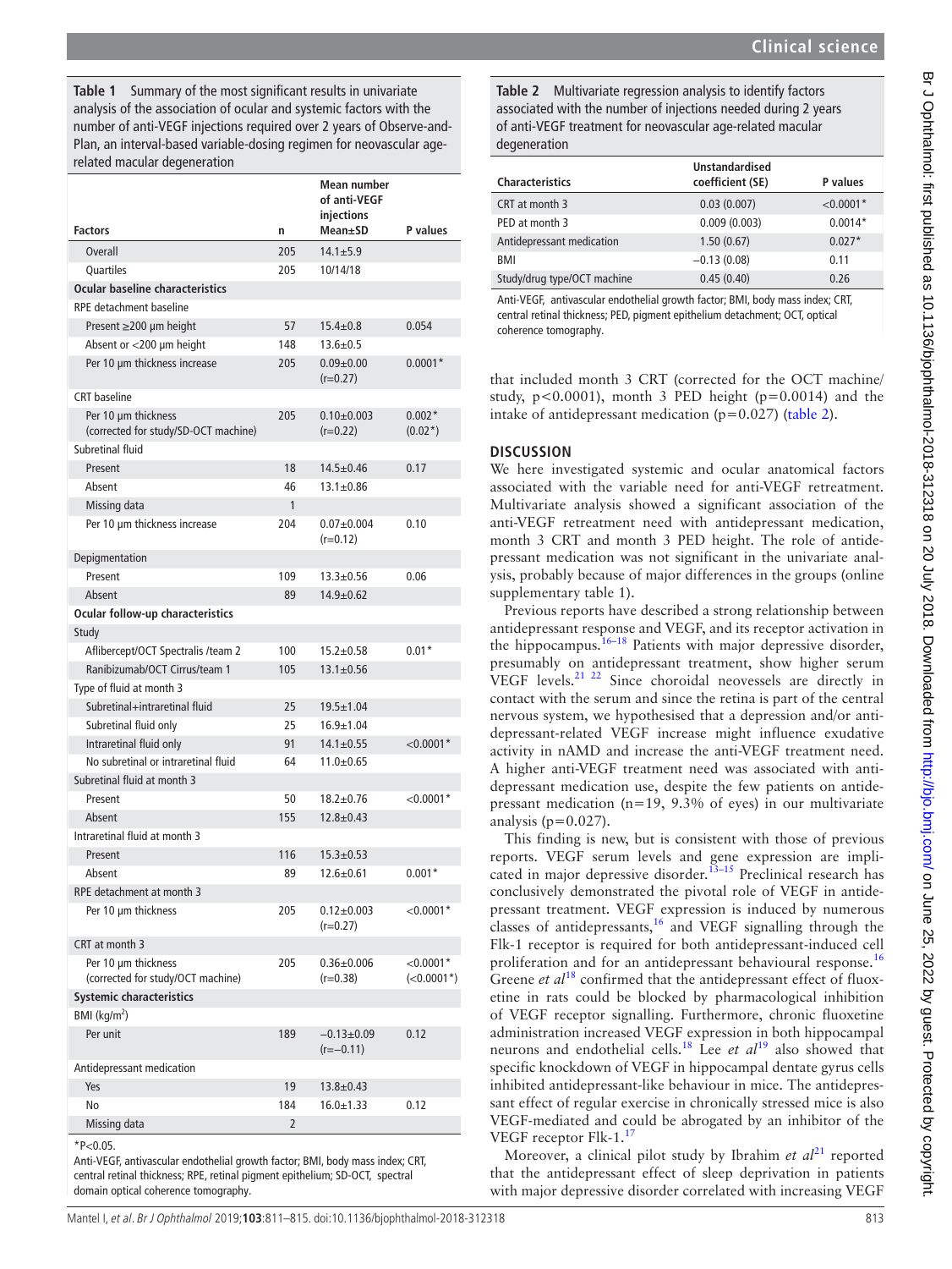**Table 1** Summary of the most significant results in univariate analysis of the association of ocular and systemic factors with the number of anti-VEGF injections required over 2 years of Observe-and-Plan, an interval-based variable-dosing regimen for neovascular age-related macular degeneration

| Factors | n | Mean number of anti-VEGF injections Mean±SD | P values |
|---|---|---|---|
| Overall | 205 | 14.1±5.9 | |
| Quartiles | 205 | 10/14/18 | |
| **Ocular baseline characteristics** | | | |
| RPE detachment baseline | | | |
| Present ≥200 µm height | 57 | 15.4±0.8 | 0.054 |
| Absent or <200 µm height | 148 | 13.6±0.5 | |
| Per 10 µm thickness increase | 205 | 0.09±0.00 (r=0.27) | 0.0001* |
| CRT baseline | | | |
| Per 10 µm thickness (corrected for study/SD-OCT machine) | 205 | 0.10±0.003 (r=0.22) | 0.002* (0.02*) |
| Subretinal fluid | | | |
| Present | 18 | 14.5±0.46 | 0.17 |
| Absent | 46 | 13.1±0.86 | |
| Missing data | 1 | | |
| Per 10 µm thickness increase | 204 | 0.07±0.004 (r=0.12) | 0.10 |
| Depigmentation | | | |
| Present | 109 | 13.3±0.56 | 0.06 |
| Absent | 89 | 14.9±0.62 | |
| **Ocular follow-up characteristics** | | | |
| Study | | | |
| Aflibercept/OCT Spectralis /team 2 | 100 | 15.2±0.58 | 0.01* |
| Ranibizumab/OCT Cirrus/team 1 | 105 | 13.1±0.56 | |
| Type of fluid at month 3 | | | |
| Subretinal+intraretinal fluid | 25 | 19.5±1.04 | |
| Subretinal fluid only | 25 | 16.9±1.04 | |
| Intraretinal fluid only | 91 | 14.1±0.55 | <0.0001* |
| No subretinal or intraretinal fluid | 64 | 11.0±0.65 | |
| Subretinal fluid at month 3 | | | |
| Present | 50 | 18.2±0.76 | <0.0001* |
| Absent | 155 | 12.8±0.43 | |
| Intraretinal fluid at month 3 | | | |
| Present | 116 | 15.3±0.53 | |
| Absent | 89 | 12.6±0.61 | 0.001* |
| RPE detachment at month 3 | | | |
| Per 10 µm thickness | 205 | 0.12±0.003 (r=0.27) | <0.0001* |
| CRT at month 3 | | | |
| Per 10 µm thickness (corrected for study/OCT machine) | 205 | 0.36±0.006 (r=0.38) | <0.0001* (<0.0001*) |
| **Systemic characteristics** | | | |
| BMI (kg/m$^2$) | | | |
| Per unit | 189 | −0.13±0.09 (r=−0.11) | 0.12 |
| Antidepressant medication | | | |
| Yes | 19 | 13.8±0.43 | |
| No | 184 | 16.0±1.33 | 0.12 |
| Missing data | 2 | | |

*P<0.05.

Anti-VEGF, antivascular endothelial growth factor; BMI, body mass index; CRT, central retinal thickness; RPE, retinal pigment epithelium; SD-OCT, spectral domain optical coherence tomography.

**Table 2** Multivariate regression analysis to identify factors associated with the number of injections needed during 2 years of anti-VEGF treatment for neovascular age-related macular degeneration

| Characteristics | Unstandardised coefficient (SE) | P values |
|---|---|---|
| CRT at month 3 | 0.03 (0.007) | <0.0001* |
| PED at month 3 | 0.009 (0.003) | 0.0014* |
| Antidepressant medication | 1.50 (0.67) | 0.027* |
| BMI | −0.13 (0.08) | 0.11 |
| Study/drug type/OCT machine | 0.45 (0.40) | 0.26 |

Anti-VEGF, antivascular endothelial growth factor; BMI, body mass index; CRT, central retinal thickness; PED, pigment epithelium detachment; OCT, optical coherence tomography.

that included month 3 CRT (corrected for the OCT machine/study, p<0.0001), month 3 PED height (p=0.0014) and the intake of antidepressant medication (p=0.027) (table 2).

## DISCUSSION

We here investigated systemic and ocular anatomical factors associated with the variable need for anti-VEGF retreatment. Multivariate analysis showed a significant association of the anti-VEGF retreatment need with antidepressant medication, month 3 CRT and month 3 PED height. The role of antidepressant medication was not significant in the univariate analysis, probably because of major differences in the groups (online supplementary table 1).

Previous reports have described a strong relationship between antidepressant response and VEGF, and its receptor activation in the hippocampus.[16–18] Patients with major depressive disorder, presumably on antidepressant treatment, show higher serum VEGF levels.[21 22] Since choroidal neovessels are directly in contact with the serum and since the retina is part of the central nervous system, we hypothesised that a depression and/or antidepressant-related VEGF increase might influence exudative activity in nAMD and increase the anti-VEGF treatment need. A higher anti-VEGF treatment need was associated with antidepressant medication use, despite the few patients on antidepressant medication (n=19, 9.3% of eyes) in our multivariate analysis (p=0.027).

This finding is new, but is consistent with those of previous reports. VEGF serum levels and gene expression are implicated in major depressive disorder.[13–15] Preclinical research has conclusively demonstrated the pivotal role of VEGF in antidepressant treatment. VEGF expression is induced by numerous classes of antidepressants,[16] and VEGF signalling through the Flk-1 receptor is required for both antidepressant-induced cell proliferation and for an antidepressant behavioural response.[16] Greene *et al*[18] confirmed that the antidepressant effect of fluoxetine in rats could be blocked by pharmacological inhibition of VEGF receptor signalling. Furthermore, chronic fluoxetine administration increased VEGF expression in both hippocampal neurons and endothelial cells.[18] Lee *et al*[19] also showed that specific knockdown of VEGF in hippocampal dentate gyrus cells inhibited antidepressant-like behaviour in mice. The antidepressant effect of regular exercise in chronically stressed mice is also VEGF-mediated and could be abrogated by an inhibitor of the VEGF receptor Flk-1.[17]

Moreover, a clinical pilot study by Ibrahim *et al*[21] reported that the antidepressant effect of sleep deprivation in patients with major depressive disorder correlated with increasing VEGF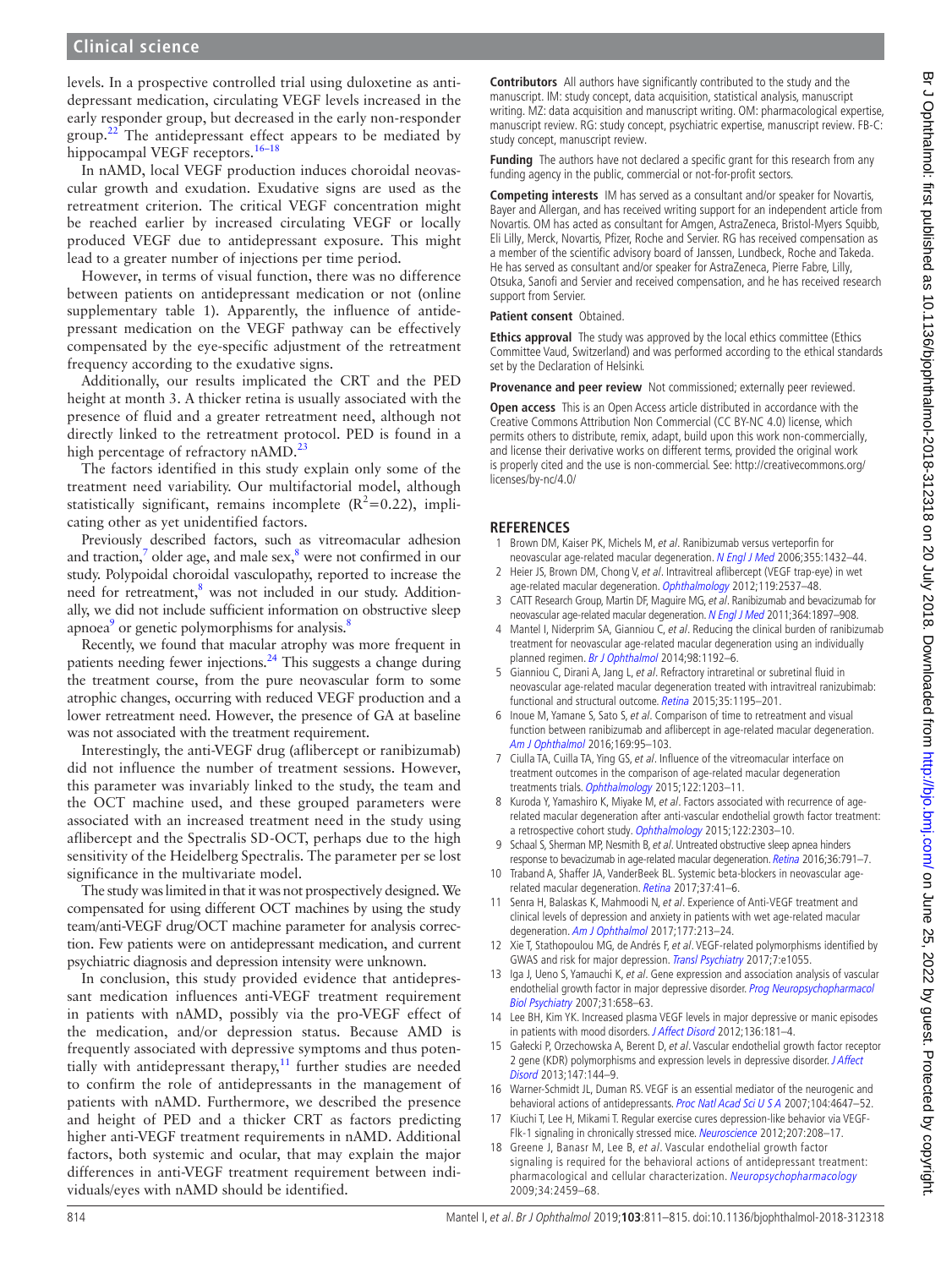levels. In a prospective controlled trial using duloxetine as antidepressant medication, circulating VEGF levels increased in the early responder group, but decreased in the early non-responder group.[22] The antidepressant effect appears to be mediated by hippocampal VEGF receptors.[16–18]

In nAMD, local VEGF production induces choroidal neovascular growth and exudation. Exudative signs are used as the retreatment criterion. The critical VEGF concentration might be reached earlier by increased circulating VEGF or locally produced VEGF due to antidepressant exposure. This might lead to a greater number of injections per time period.

However, in terms of visual function, there was no difference between patients on antidepressant medication or not (online supplementary table 1). Apparently, the influence of antidepressant medication on the VEGF pathway can be effectively compensated by the eye-specific adjustment of the retreatment frequency according to the exudative signs.

Additionally, our results implicated the CRT and the PED height at month 3. A thicker retina is usually associated with the presence of fluid and a greater retreatment need, although not directly linked to the retreatment protocol. PED is found in a high percentage of refractory nAMD.[23]

The factors identified in this study explain only some of the treatment need variability. Our multifactorial model, although statistically significant, remains incomplete ($R^2$=0.22), implicating other as yet unidentified factors.

Previously described factors, such as vitreomacular adhesion and traction,[7] older age, and male sex,[8] were not confirmed in our study. Polypoidal choroidal vasculopathy, reported to increase the need for retreatment,[8] was not included in our study. Additionally, we did not include sufficient information on obstructive sleep apnoea[9] or genetic polymorphisms for analysis.[8]

Recently, we found that macular atrophy was more frequent in patients needing fewer injections.[24] This suggests a change during the treatment course, from the pure neovascular form to some atrophic changes, occurring with reduced VEGF production and a lower retreatment need. However, the presence of GA at baseline was not associated with the treatment requirement.

Interestingly, the anti-VEGF drug (aflibercept or ranibizumab) did not influence the number of treatment sessions. However, this parameter was invariably linked to the study, the team and the OCT machine used, and these grouped parameters were associated with an increased treatment need in the study using aflibercept and the Spectralis SD-OCT, perhaps due to the high sensitivity of the Heidelberg Spectralis. The parameter per se lost significance in the multivariate model.

The study was limited in that it was not prospectively designed. We compensated for using different OCT machines by using the study team/anti-VEGF drug/OCT machine parameter for analysis correction. Few patients were on antidepressant medication, and current psychiatric diagnosis and depression intensity were unknown.

In conclusion, this study provided evidence that antidepressant medication influences anti-VEGF treatment requirement in patients with nAMD, possibly via the pro-VEGF effect of the medication, and/or depression status. Because AMD is frequently associated with depressive symptoms and thus potentially with antidepressant therapy,[11] further studies are needed to confirm the role of antidepressants in the management of patients with nAMD. Furthermore, we described the presence and height of PED and a thicker CRT as factors predicting higher anti-VEGF treatment requirements in nAMD. Additional factors, both systemic and ocular, that may explain the major differences in anti-VEGF treatment requirement between individuals/eyes with nAMD should be identified.

**Contributors** All authors have significantly contributed to the study and the manuscript. IM: study concept, data acquisition, statistical analysis, manuscript writing. MZ: data acquisition and manuscript writing. OM: pharmacological expertise, manuscript review. RG: study concept, psychiatric expertise, manuscript review. FB-C: study concept, manuscript review.

**Funding** The authors have not declared a specific grant for this research from any funding agency in the public, commercial or not-for-profit sectors.

**Competing interests** IM has served as a consultant and/or speaker for Novartis, Bayer and Allergan, and has received writing support for an independent article from Novartis. OM has acted as consultant for Amgen, AstraZeneca, Bristol-Myers Squibb, Eli Lilly, Merck, Novartis, Pfizer, Roche and Servier. RG has received compensation as a member of the scientific advisory board of Janssen, Lundbeck, Roche and Takeda. He has served as consultant and/or speaker for AstraZeneca, Pierre Fabre, Lilly, Otsuka, Sanofi and Servier and received compensation, and he has received research support from Servier.

**Patient consent** Obtained.

**Ethics approval** The study was approved by the local ethics committee (Ethics Committee Vaud, Switzerland) and was performed according to the ethical standards set by the Declaration of Helsinki.

**Provenance and peer review** Not commissioned; externally peer reviewed.

**Open access** This is an Open Access article distributed in accordance with the Creative Commons Attribution Non Commercial (CC BY-NC 4.0) license, which permits others to distribute, remix, adapt, build upon this work non-commercially, and license their derivative works on different terms, provided the original work is properly cited and the use is non-commercial. See: http://creativecommons.org/licenses/by-nc/4.0/

## REFERENCES

1. Brown DM, Kaiser PK, Michels M, *et al*. Ranibizumab versus verteporfin for neovascular age-related macular degeneration. *N Engl J Med* 2006;355:1432–44.
2. Heier JS, Brown DM, Chong V, *et al*. Intravitreal aflibercept (VEGF trap-eye) in wet age-related macular degeneration. *Ophthalmology* 2012;119:2537–48.
3. CATT Research Group, Martin DF, Maguire MG, *et al*. Ranibizumab and bevacizumab for neovascular age-related macular degeneration. *N Engl J Med* 2011;364:1897–908.
4. Mantel I, Niderprim SA, Gianniou C, *et al*. Reducing the clinical burden of ranibizumab treatment for neovascular age-related macular degeneration using an individually planned regimen. *Br J Ophthalmol* 2014;98:1192–6.
5. Gianniou C, Dirani A, Jang L, *et al*. Refractory intraretinal or subretinal fluid in neovascular age-related macular degeneration treated with intravitreal ranizubimab: functional and structural outcome. *Retina* 2015;35:1195–201.
6. Inoue M, Yamane S, Sato S, *et al*. Comparison of time to retreatment and visual function between ranibizumab and aflibercept in age-related macular degeneration. *Am J Ophthalmol* 2016;169:95–103.
7. Ciulla TA, Cuilla TA, Ying GS, *et al*. Influence of the vitreomacular interface on treatment outcomes in the comparison of age-related macular degeneration treatments trials. *Ophthalmology* 2015;122:1203–11.
8. Kuroda Y, Yamashiro K, Miyake M, *et al*. Factors associated with recurrence of age-related macular degeneration after anti-vascular endothelial growth factor treatment: a retrospective cohort study. *Ophthalmology* 2015;122:2303–10.
9. Schaal S, Sherman MP, Nesmith B, *et al*. Untreated obstructive sleep apnea hinders response to bevacizumab in age-related macular degeneration. *Retina* 2016;36:791–7.
10. Traband A, Shaffer JA, VanderBeek BL. Systemic beta-blockers in neovascular age-related macular degeneration. *Retina* 2017;37:41–6.
11. Senra H, Balaskas K, Mahmoodi N, *et al*. Experience of Anti-VEGF treatment and clinical levels of depression and anxiety in patients with wet age-related macular degeneration. *Am J Ophthalmol* 2017;177:213–24.
12. Xie T, Stathopoulou MG, de Andrés F, *et al*. VEGF-related polymorphisms identified by GWAS and risk for major depression. *Transl Psychiatry* 2017;7:e1055.
13. Iga J, Ueno S, Yamauchi K, *et al*. Gene expression and association analysis of vascular endothelial growth factor in major depressive disorder. *Prog Neuropsychopharmacol Biol Psychiatry* 2007;31:658–63.
14. Lee BH, Kim YK. Increased plasma VEGF levels in major depressive or manic episodes in patients with mood disorders. *J Affect Disord* 2012;136:181–4.
15. Gałecki P, Orzechowska A, Berent D, *et al*. Vascular endothelial growth factor receptor 2 gene (KDR) polymorphisms and expression levels in depressive disorder. *J Affect Disord* 2013;147:144–9.
16. Warner-Schmidt JL, Duman RS. VEGF is an essential mediator of the neurogenic and behavioral actions of antidepressants. *Proc Natl Acad Sci U S A* 2007;104:4647–52.
17. Kiuchi T, Lee H, Mikami T. Regular exercise cures depression-like behavior via VEGF-Flk-1 signaling in chronically stressed mice. *Neuroscience* 2012;207:208–17.
18. Greene J, Banasr M, Lee B, *et al*. Vascular endothelial growth factor signaling is required for the behavioral actions of antidepressant treatment: pharmacological and cellular characterization. *Neuropsychopharmacology* 2009;34:2459–68.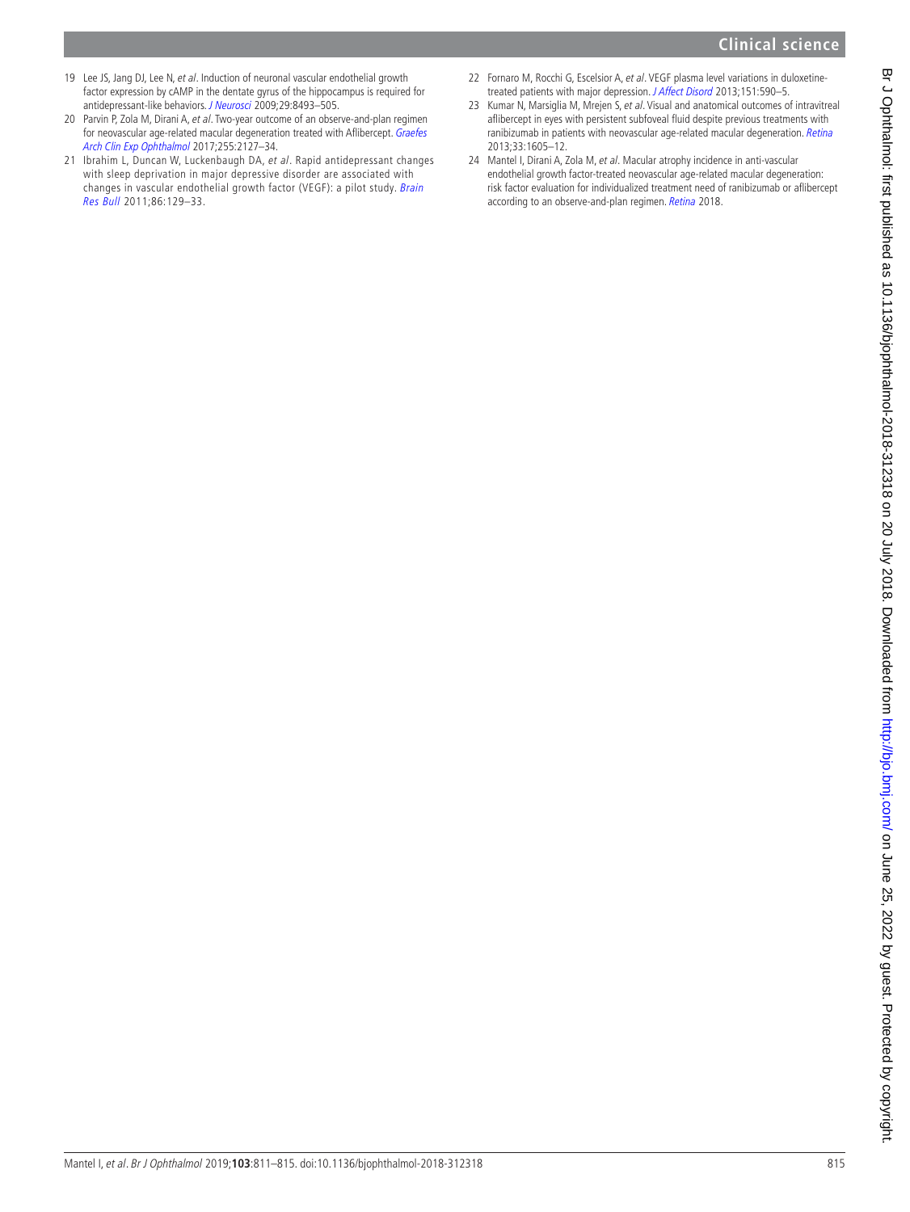19 Lee JS, Jang DJ, Lee N, *et al*. Induction of neuronal vascular endothelial growth factor expression by cAMP in the dentate gyrus of the hippocampus is required for antidepressant-like behaviors. *J Neurosci* 2009;29:8493–505.

20 Parvin P, Zola M, Dirani A, *et al*. Two-year outcome of an observe-and-plan regimen for neovascular age-related macular degeneration treated with Aflibercept. *Graefes Arch Clin Exp Ophthalmol* 2017;255:2127–34.

21 Ibrahim L, Duncan W, Luckenbaugh DA, *et al*. Rapid antidepressant changes with sleep deprivation in major depressive disorder are associated with changes in vascular endothelial growth factor (VEGF): a pilot study. *Brain Res Bull* 2011;86:129–33.

22 Fornaro M, Rocchi G, Escelsior A, *et al*. VEGF plasma level variations in duloxetine-treated patients with major depression. *J Affect Disord* 2013;151:590–5.

23 Kumar N, Marsiglia M, Mrejen S, *et al*. Visual and anatomical outcomes of intravitreal aflibercept in eyes with persistent subfoveal fluid despite previous treatments with ranibizumab in patients with neovascular age-related macular degeneration. *Retina* 2013;33:1605–12.

24 Mantel I, Dirani A, Zola M, *et al*. Macular atrophy incidence in anti-vascular endothelial growth factor-treated neovascular age-related macular degeneration: risk factor evaluation for individualized treatment need of ranibizumab or aflibercept according to an observe-and-plan regimen. *Retina* 2018.